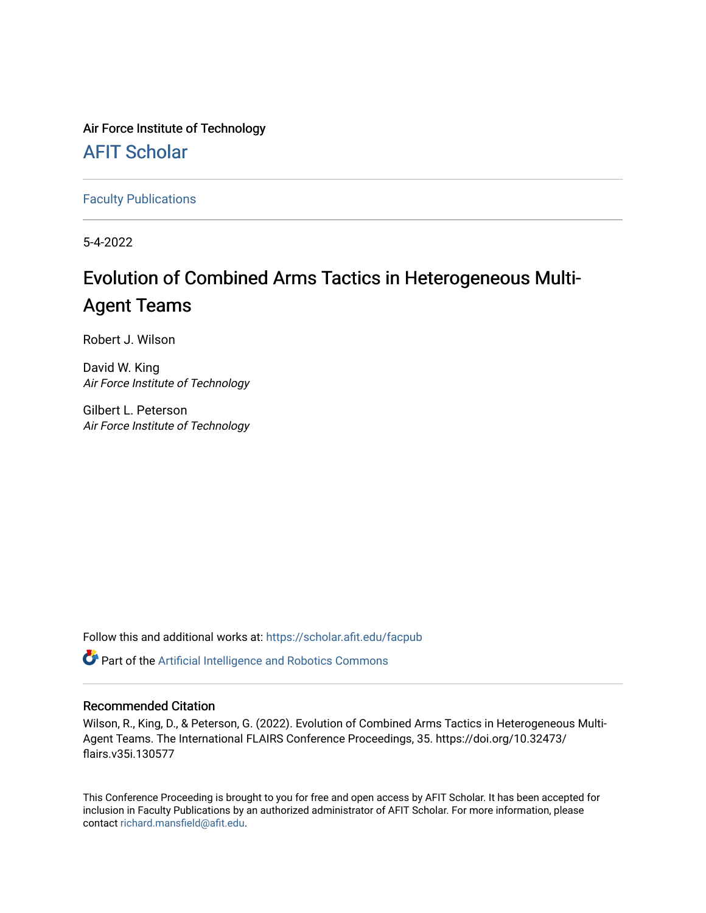Air Force Institute of Technology

# AFIT Scholar

Faculty Publications

5-4-2022

# Evolution of Combined Arms Tactics in Heterogeneous Multi-Agent Teams

Robert J. Wilson

David W. King
*Air Force Institute of Technology*

Gilbert L. Peterson
*Air Force Institute of Technology*

Follow this and additional works at: https://scholar.afit.edu/facpub

Part of the Artificial Intelligence and Robotics Commons

## Recommended Citation

Wilson, R., King, D., & Peterson, G. (2022). Evolution of Combined Arms Tactics in Heterogeneous Multi-Agent Teams. The International FLAIRS Conference Proceedings, 35. https://doi.org/10.32473/flairs.v35i.130577

This Conference Proceeding is brought to you for free and open access by AFIT Scholar. It has been accepted for inclusion in Faculty Publications by an authorized administrator of AFIT Scholar. For more information, please contact richard.mansfield@afit.edu.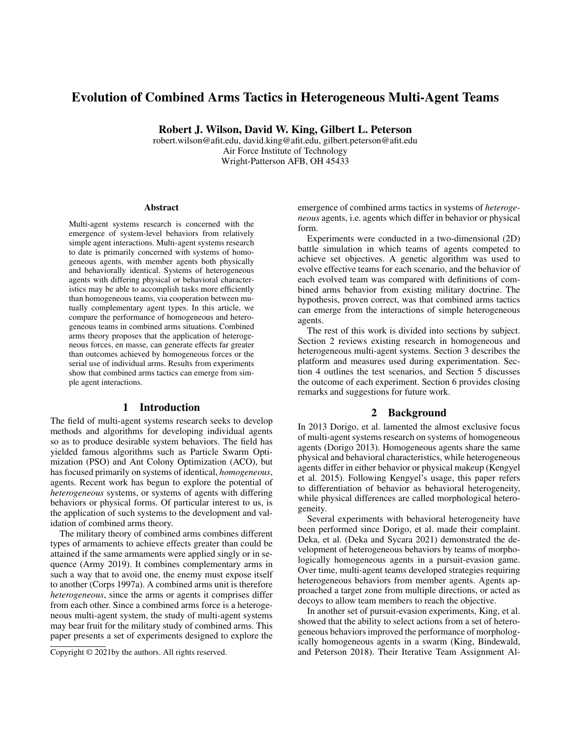# Evolution of Combined Arms Tactics in Heterogeneous Multi-Agent Teams

**Robert J. Wilson, David W. King, Gilbert L. Peterson**

robert.wilson@afit.edu, david.king@afit.edu, gilbert.peterson@afit.edu
Air Force Institute of Technology
Wright-Patterson AFB, OH 45433

### Abstract

Multi-agent systems research is concerned with the emergence of system-level behaviors from relatively simple agent interactions. Multi-agent systems research to date is primarily concerned with systems of homogeneous agents, with member agents both physically and behaviorally identical. Systems of heterogeneous agents with differing physical or behavioral characteristics may be able to accomplish tasks more efficiently than homogeneous teams, via cooperation between mutually complementary agent types. In this article, we compare the performance of homogeneous and heterogeneous teams in combined arms situations. Combined arms theory proposes that the application of heterogeneous forces, en masse, can generate effects far greater than outcomes achieved by homogeneous forces or the serial use of individual arms. Results from experiments show that combined arms tactics can emerge from simple agent interactions.

## 1 Introduction

The field of multi-agent systems research seeks to develop methods and algorithms for developing individual agents so as to produce desirable system behaviors. The field has yielded famous algorithms such as Particle Swarm Optimization (PSO) and Ant Colony Optimization (ACO), but has focused primarily on systems of identical, *homogeneous*, agents. Recent work has begun to explore the potential of *heterogeneous* systems, or systems of agents with differing behaviors or physical forms. Of particular interest to us, is the application of such systems to the development and validation of combined arms theory.

The military theory of combined arms combines different types of armaments to achieve effects greater than could be attained if the same armaments were applied singly or in sequence (Army 2019). It combines complementary arms in such a way that to avoid one, the enemy must expose itself to another (Corps 1997a). A combined arms unit is therefore *heterogeneous*, since the arms or agents it comprises differ from each other. Since a combined arms force is a heterogeneous multi-agent system, the study of multi-agent systems may bear fruit for the military study of combined arms. This paper presents a set of experiments designed to explore the emergence of combined arms tactics in systems of *heterogeneous* agents, i.e. agents which differ in behavior or physical form.

Experiments were conducted in a two-dimensional (2D) battle simulation in which teams of agents competed to achieve set objectives. A genetic algorithm was used to evolve effective teams for each scenario, and the behavior of each evolved team was compared with definitions of combined arms behavior from existing military doctrine. The hypothesis, proven correct, was that combined arms tactics can emerge from the interactions of simple heterogeneous agents.

The rest of this work is divided into sections by subject. Section 2 reviews existing research in homogeneous and heterogeneous multi-agent systems. Section 3 describes the platform and measures used during experimentation. Section 4 outlines the test scenarios, and Section 5 discusses the outcome of each experiment. Section 6 provides closing remarks and suggestions for future work.

## 2 Background

In 2013 Dorigo, et al. lamented the almost exclusive focus of multi-agent systems research on systems of homogeneous agents (Dorigo 2013). Homogeneous agents share the same physical and behavioral characteristics, while heterogeneous agents differ in either behavior or physical makeup (Kengyel et al. 2015). Following Kengyel's usage, this paper refers to differentiation of behavior as behavioral heterogeneity, while physical differences are called morphological heterogeneity.

Several experiments with behavioral heterogeneity have been performed since Dorigo, et al. made their complaint. Deka, et al. (Deka and Sycara 2021) demonstrated the development of heterogeneous behaviors by teams of morphologically homogeneous agents in a pursuit-evasion game. Over time, multi-agent teams developed strategies requiring heterogeneous behaviors from member agents. Agents approached a target zone from multiple directions, or acted as decoys to allow team members to reach the objective.

In another set of pursuit-evasion experiments, King, et al. showed that the ability to select actions from a set of heterogeneous behaviors improved the performance of morphologically homogeneous agents in a swarm (King, Bindewald, and Peterson 2018). Their Iterative Team Assignment Al-

Copyright © 2021by the authors. All rights reserved.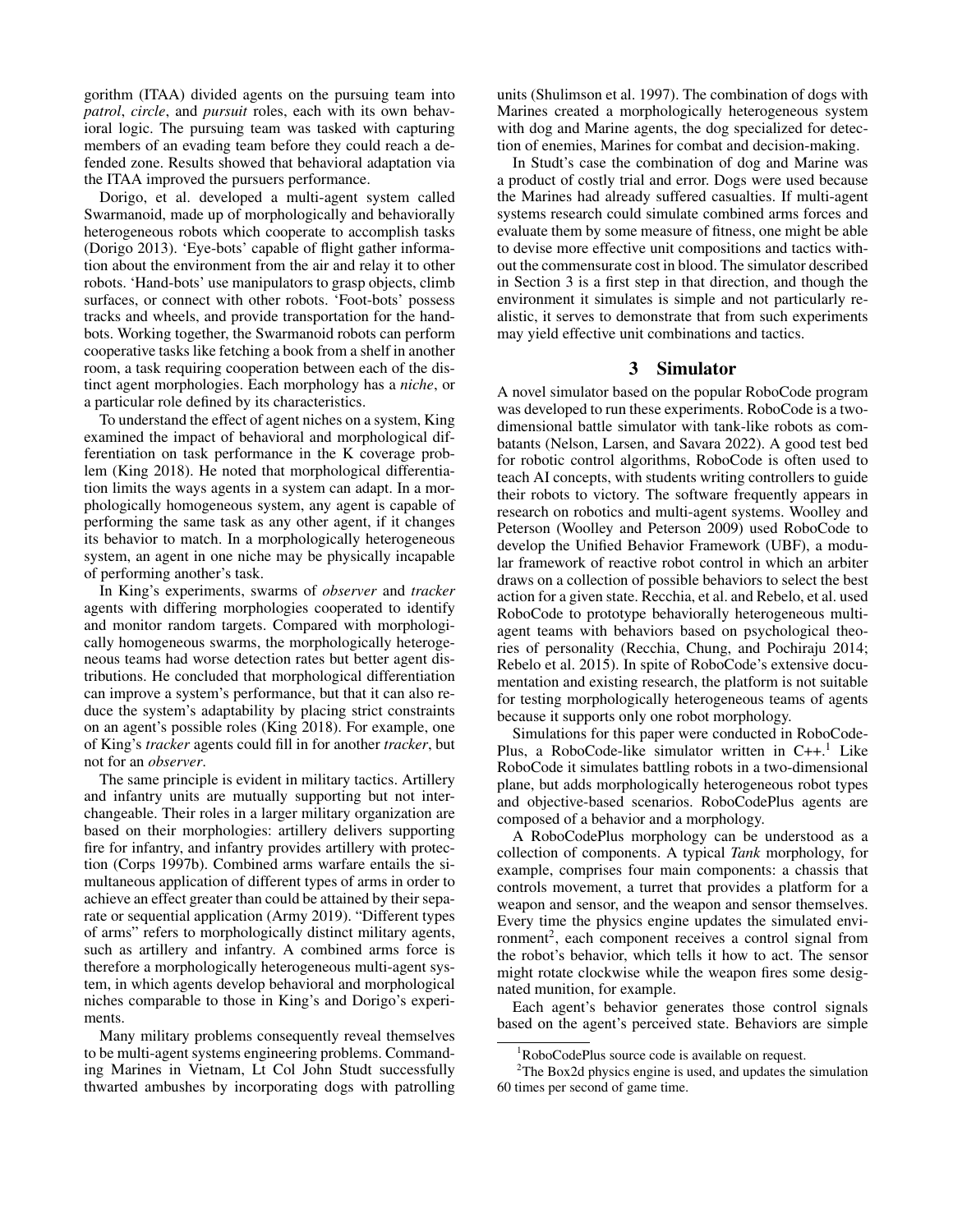gorithm (ITAA) divided agents on the pursuing team into *patrol*, *circle*, and *pursuit* roles, each with its own behavioral logic. The pursuing team was tasked with capturing members of an evading team before they could reach a defended zone. Results showed that behavioral adaptation via the ITAA improved the pursuers performance.

Dorigo, et al. developed a multi-agent system called Swarmanoid, made up of morphologically and behaviorally heterogeneous robots which cooperate to accomplish tasks (Dorigo 2013). 'Eye-bots' capable of flight gather information about the environment from the air and relay it to other robots. 'Hand-bots' use manipulators to grasp objects, climb surfaces, or connect with other robots. 'Foot-bots' possess tracks and wheels, and provide transportation for the hand-bots. Working together, the Swarmanoid robots can perform cooperative tasks like fetching a book from a shelf in another room, a task requiring cooperation between each of the distinct agent morphologies. Each morphology has a *niche*, or a particular role defined by its characteristics.

To understand the effect of agent niches on a system, King examined the impact of behavioral and morphological differentiation on task performance in the K coverage problem (King 2018). He noted that morphological differentiation limits the ways agents in a system can adapt. In a morphologically homogeneous system, any agent is capable of performing the same task as any other agent, if it changes its behavior to match. In a morphologically heterogeneous system, an agent in one niche may be physically incapable of performing another's task.

In King's experiments, swarms of *observer* and *tracker* agents with differing morphologies cooperated to identify and monitor random targets. Compared with morphologically homogeneous swarms, the morphologically heterogeneous teams had worse detection rates but better agent distributions. He concluded that morphological differentiation can improve a system's performance, but that it can also reduce the system's adaptability by placing strict constraints on an agent's possible roles (King 2018). For example, one of King's *tracker* agents could fill in for another *tracker*, but not for an *observer*.

The same principle is evident in military tactics. Artillery and infantry units are mutually supporting but not interchangeable. Their roles in a larger military organization are based on their morphologies: artillery delivers supporting fire for infantry, and infantry provides artillery with protection (Corps 1997b). Combined arms warfare entails the simultaneous application of different types of arms in order to achieve an effect greater than could be attained by their separate or sequential application (Army 2019). "Different types of arms" refers to morphologically distinct military agents, such as artillery and infantry. A combined arms force is therefore a morphologically heterogeneous multi-agent system, in which agents develop behavioral and morphological niches comparable to those in King's and Dorigo's experiments.

Many military problems consequently reveal themselves to be multi-agent systems engineering problems. Commanding Marines in Vietnam, Lt Col John Studt successfully thwarted ambushes by incorporating dogs with patrolling units (Shulimson et al. 1997). The combination of dogs with Marines created a morphologically heterogeneous system with dog and Marine agents, the dog specialized for detection of enemies, Marines for combat and decision-making.

In Studt's case the combination of dog and Marine was a product of costly trial and error. Dogs were used because the Marines had already suffered casualties. If multi-agent systems research could simulate combined arms forces and evaluate them by some measure of fitness, one might be able to devise more effective unit compositions and tactics without the commensurate cost in blood. The simulator described in Section 3 is a first step in that direction, and though the environment it simulates is simple and not particularly realistic, it serves to demonstrate that from such experiments may yield effective unit combinations and tactics.

## 3 Simulator

A novel simulator based on the popular RoboCode program was developed to run these experiments. RoboCode is a two-dimensional battle simulator with tank-like robots as combatants (Nelson, Larsen, and Savara 2022). A good test bed for robotic control algorithms, RoboCode is often used to teach AI concepts, with students writing controllers to guide their robots to victory. The software frequently appears in research on robotics and multi-agent systems. Woolley and Peterson (Woolley and Peterson 2009) used RoboCode to develop the Unified Behavior Framework (UBF), a modular framework of reactive robot control in which an arbiter draws on a collection of possible behaviors to select the best action for a given state. Recchia, et al. and Rebelo, et al. used RoboCode to prototype behaviorally heterogeneous multi-agent teams with behaviors based on psychological theories of personality (Recchia, Chung, and Pochiraju 2014; Rebelo et al. 2015). In spite of RoboCode's extensive documentation and existing research, the platform is not suitable for testing morphologically heterogeneous teams of agents because it supports only one robot morphology.

Simulations for this paper were conducted in RoboCode-Plus, a RoboCode-like simulator written in C++.[1] Like RoboCode it simulates battling robots in a two-dimensional plane, but adds morphologically heterogeneous robot types and objective-based scenarios. RoboCodePlus agents are composed of a behavior and a morphology.

A RoboCodePlus morphology can be understood as a collection of components. A typical *Tank* morphology, for example, comprises four main components: a chassis that controls movement, a turret that provides a platform for a weapon and sensor, and the weapon and sensor themselves. Every time the physics engine updates the simulated environment[2], each component receives a control signal from the robot's behavior, which tells it how to act. The sensor might rotate clockwise while the weapon fires some designated munition, for example.

Each agent's behavior generates those control signals based on the agent's perceived state. Behaviors are simple

[1] RoboCodePlus source code is available on request.

[2] The Box2d physics engine is used, and updates the simulation 60 times per second of game time.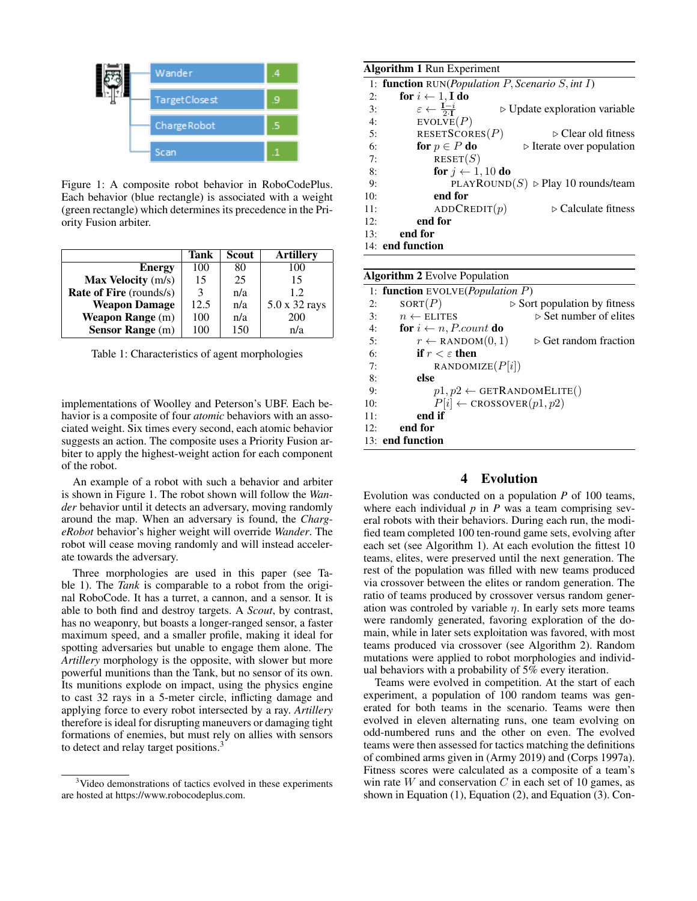Figure 1: A composite robot behavior in RoboCodePlus. Each behavior (blue rectangle) is associated with a weight (green rectangle) which determines its precedence in the Priority Fusion arbiter.

| | Tank | Scout | Artillery |
|---|---|---|---|
| **Energy** | 100 | 80 | 100 |
| **Max Velocity** (m/s) | 15 | 25 | 15 |
| **Rate of Fire** (rounds/s) | 3 | n/a | 1.2 |
| **Weapon Damage** | 12.5 | n/a | 5.0 x 32 rays |
| **Weapon Range** (m) | 100 | n/a | 200 |
| **Sensor Range** (m) | 100 | 150 | n/a |

Table 1: Characteristics of agent morphologies

implementations of Woolley and Peterson's UBF. Each behavior is a composite of four *atomic* behaviors with an associated weight. Six times every second, each atomic behavior suggests an action. The composite uses a Priority Fusion arbiter to apply the highest-weight action for each component of the robot.

An example of a robot with such a behavior and arbiter is shown in Figure 1. The robot shown will follow the *Wander* behavior until it detects an adversary, moving randomly around the map. When an adversary is found, the *ChargeRobot* behavior's higher weight will override *Wander*. The robot will cease moving randomly and will instead accelerate towards the adversary.

Three morphologies are used in this paper (see Table 1). The *Tank* is comparable to a robot from the original RoboCode. It has a turret, a cannon, and a sensor. It is able to both find and destroy targets. A *Scout*, by contrast, has no weaponry, but boasts a longer-ranged sensor, a faster maximum speed, and a smaller profile, making it ideal for spotting adversaries but unable to engage them alone. The *Artillery* morphology is the opposite, with slower but more powerful munitions than the Tank, but no sensor of its own. Its munitions explode on impact, using the physics engine to cast 32 rays in a 5-meter circle, inflicting damage and applying force to every robot intersected by a ray. *Artillery* therefore is ideal for disrupting maneuvers or damaging tight formations of enemies, but must rely on allies with sensors to detect and relay target positions.[3]

[3] Video demonstrations of tactics evolved in these experiments are hosted at https://www.robocodeplus.com.

**Algorithm 1** Run Experiment

```
 1: function RUN(Population P, Scenario S, int I)
 2:   for i ← 1, I do
 3:     ε ← (I−i)/(2·I)          ▷ Update exploration variable
 4:     EVOLVE(P)
 5:     RESETSCORES(P)           ▷ Clear old fitness
 6:     for p ∈ P do             ▷ Iterate over population
 7:       RESET(S)
 8:       for j ← 1, 10 do
 9:         PLAYROUND(S)         ▷ Play 10 rounds/team
10:       end for
11:       ADDCREDIT(p)           ▷ Calculate fitness
12:     end for
13:   end for
14: end function
```

**Algorithm 2** Evolve Population

```
 1: function EVOLVE(Population P)
 2:   SORT(P)                    ▷ Sort population by fitness
 3:   n ← ELITES                 ▷ Set number of elites
 4:   for i ← n, P.count do
 5:     r ← RANDOM(0, 1)         ▷ Get random fraction
 6:     if r < ε then
 7:       RANDOMIZE(P[i])
 8:     else
 9:       p1, p2 ← GETRANDOMELITE()
10:       P[i] ← CROSSOVER(p1, p2)
11:     end if
12:   end for
13: end function
```

## 4 Evolution

Evolution was conducted on a population $P$ of 100 teams, where each individual $p$ in $P$ was a team comprising several robots with their behaviors. During each run, the modified team completed 100 ten-round game sets, evolving after each set (see Algorithm 1). At each evolution the fittest 10 teams, elites, were preserved until the next generation. The rest of the population was filled with new teams produced via crossover between the elites or random generation. The ratio of teams produced by crossover versus random generation was controled by variable $\eta$. In early sets more teams were randomly generated, favoring exploration of the domain, while in later sets exploitation was favored, with most teams produced via crossover (see Algorithm 2). Random mutations were applied to robot morphologies and individual behaviors with a probability of 5% every iteration.

Teams were evolved in competition. At the start of each experiment, a population of 100 random teams was generated for both teams in the scenario. Teams were then evolved in eleven alternating runs, one team evolving on odd-numbered runs and the other on even. The evolved teams were then assessed for tactics matching the definitions of combined arms given in (Army 2019) and (Corps 1997a). Fitness scores were calculated as a composite of a team's win rate $W$ and conservation $C$ in each set of 10 games, as shown in Equation (1), Equation (2), and Equation (3). Con-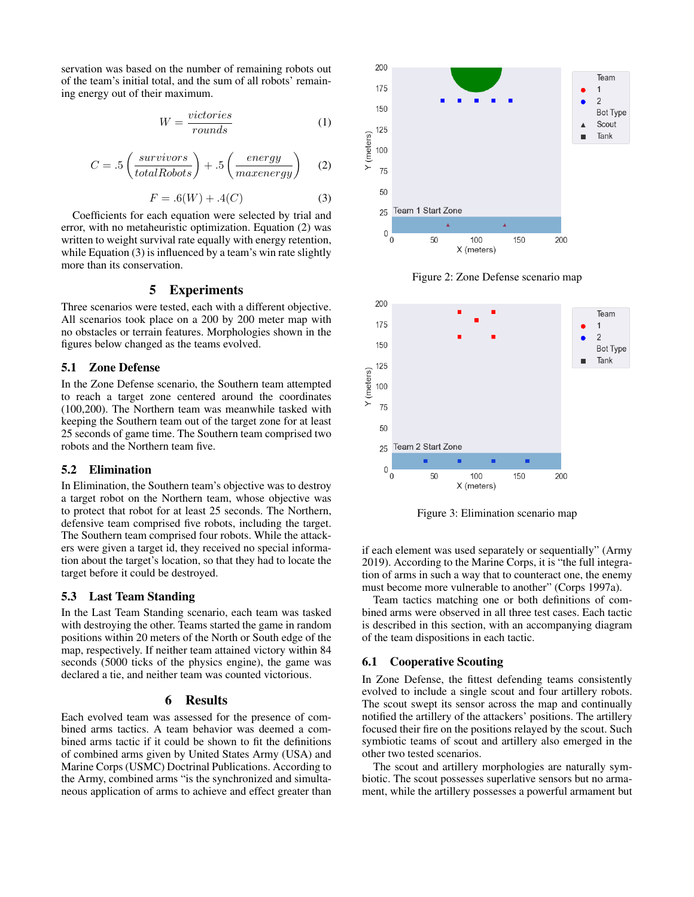servation was based on the number of remaining robots out of the team's initial total, and the sum of all robots' remaining energy out of their maximum.

$$W = \frac{victories}{rounds} \tag{1}$$

$$C = .5\left(\frac{survivors}{totalRobots}\right) + .5\left(\frac{energy}{maxenergy}\right) \tag{2}$$

$$F = .6(W) + .4(C) \tag{3}$$

Coefficients for each equation were selected by trial and error, with no metaheuristic optimization. Equation (2) was written to weight survival rate equally with energy retention, while Equation (3) is influenced by a team's win rate slightly more than its conservation.

## 5 Experiments

Three scenarios were tested, each with a different objective. All scenarios took place on a 200 by 200 meter map with no obstacles or terrain features. Morphologies shown in the figures below changed as the teams evolved.

### 5.1 Zone Defense

In the Zone Defense scenario, the Southern team attempted to reach a target zone centered around the coordinates (100,200). The Northern team was meanwhile tasked with keeping the Southern team out of the target zone for at least 25 seconds of game time. The Southern team comprised two robots and the Northern team five.

### 5.2 Elimination

In Elimination, the Southern team's objective was to destroy a target robot on the Northern team, whose objective was to protect that robot for at least 25 seconds. The Northern, defensive team comprised five robots, including the target. The Southern team comprised four robots. While the attackers were given a target id, they received no special information about the target's location, so that they had to locate the target before it could be destroyed.

### 5.3 Last Team Standing

In the Last Team Standing scenario, each team was tasked with destroying the other. Teams started the game in random positions within 20 meters of the North or South edge of the map, respectively. If neither team attained victory within 84 seconds (5000 ticks of the physics engine), the game was declared a tie, and neither team was counted victorious.

## 6 Results

Each evolved team was assessed for the presence of combined arms tactics. A team behavior was deemed a combined arms tactic if it could be shown to fit the definitions of combined arms given by United States Army (USA) and Marine Corps (USMC) Doctrinal Publications. According to the Army, combined arms "is the synchronized and simultaneous application of arms to achieve and effect greater than

Figure 2: Zone Defense scenario map

Figure 3: Elimination scenario map

if each element was used separately or sequentially" (Army 2019). According to the Marine Corps, it is "the full integration of arms in such a way that to counteract one, the enemy must become more vulnerable to another" (Corps 1997a).

Team tactics matching one or both definitions of combined arms were observed in all three test cases. Each tactic is described in this section, with an accompanying diagram of the team dispositions in each tactic.

### 6.1 Cooperative Scouting

In Zone Defense, the fittest defending teams consistently evolved to include a single scout and four artillery robots. The scout swept its sensor across the map and continually notified the artillery of the attackers' positions. The artillery focused their fire on the positions relayed by the scout. Such symbiotic teams of scout and artillery also emerged in the other two tested scenarios.

The scout and artillery morphologies are naturally symbiotic. The scout possesses superlative sensors but no armament, while the artillery possesses a powerful armament but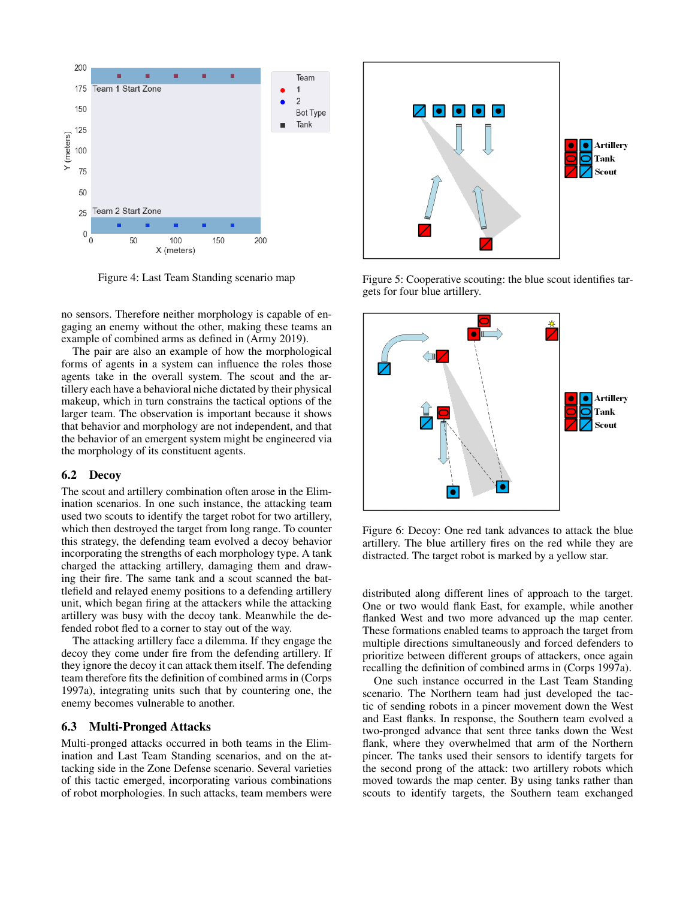Figure 4: Last Team Standing scenario map

Figure 5: Cooperative scouting: the blue scout identifies targets for four blue artillery.

no sensors. Therefore neither morphology is capable of engaging an enemy without the other, making these teams an example of combined arms as defined in (Army 2019).

The pair are also an example of how the morphological forms of agents in a system can influence the roles those agents take in the overall system. The scout and the artillery each have a behavioral niche dictated by their physical makeup, which in turn constrains the tactical options of the larger team. The observation is important because it shows that behavior and morphology are not independent, and that the behavior of an emergent system might be engineered via the morphology of its constituent agents.

## 6.2 Decoy

The scout and artillery combination often arose in the Elimination scenarios. In one such instance, the attacking team used two scouts to identify the target robot for two artillery, which then destroyed the target from long range. To counter this strategy, the defending team evolved a decoy behavior incorporating the strengths of each morphology type. A tank charged the attacking artillery, damaging them and drawing their fire. The same tank and a scout scanned the battlefield and relayed enemy positions to a defending artillery unit, which began firing at the attackers while the attacking artillery was busy with the decoy tank. Meanwhile the defended robot fled to a corner to stay out of the way.

The attacking artillery face a dilemma. If they engage the decoy they come under fire from the defending artillery. If they ignore the decoy it can attack them itself. The defending team therefore fits the definition of combined arms in (Corps 1997a), integrating units such that by countering one, the enemy becomes vulnerable to another.

Figure 6: Decoy: One red tank advances to attack the blue artillery. The blue artillery fires on the red while they are distracted. The target robot is marked by a yellow star.

## 6.3 Multi-Pronged Attacks

Multi-pronged attacks occurred in both teams in the Elimination and Last Team Standing scenarios, and on the attacking side in the Zone Defense scenario. Several varieties of this tactic emerged, incorporating various combinations of robot morphologies. In such attacks, team members were distributed along different lines of approach to the target. One or two would flank East, for example, while another flanked West and two more advanced up the map center. These formations enabled teams to approach the target from multiple directions simultaneously and forced defenders to prioritize between different groups of attackers, once again recalling the definition of combined arms in (Corps 1997a).

One such instance occurred in the Last Team Standing scenario. The Northern team had just developed the tactic of sending robots in a pincer movement down the West and East flanks. In response, the Southern team evolved a two-pronged advance that sent three tanks down the West flank, where they overwhelmed that arm of the Northern pincer. The tanks used their sensors to identify targets for the second prong of the attack: two artillery robots which moved towards the map center. By using tanks rather than scouts to identify targets, the Southern team exchanged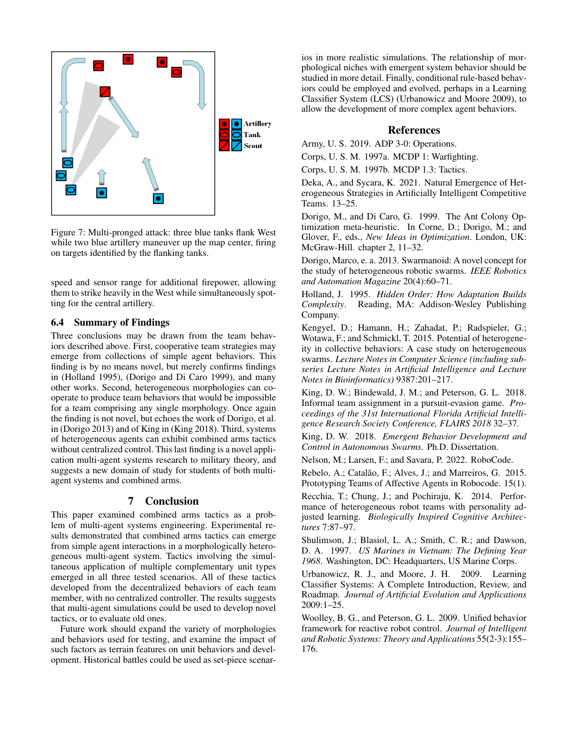Artillery
Tank
Scout

Figure 7: Multi-pronged attack: three blue tanks flank West while two blue artillery maneuver up the map center, firing on targets identified by the flanking tanks.

speed and sensor range for additional firepower, allowing them to strike heavily in the West while simultaneously spotting for the central artillery.

### 6.4 Summary of Findings

Three conclusions may be drawn from the team behaviors described above. First, cooperative team strategies may emerge from collections of simple agent behaviors. This finding is by no means novel, but merely confirms findings in (Holland 1995), (Dorigo and Di Caro 1999), and many other works. Second, heterogeneous morphologies can cooperate to produce team behaviors that would be impossible for a team comprising any single morphology. Once again the finding is not novel, but echoes the work of Dorigo, et al. in (Dorigo 2013) and of King in (King 2018). Third, systems of heterogeneous agents can exhibit combined arms tactics without centralized control. This last finding is a novel application multi-agent systems research to military theory, and suggests a new domain of study for students of both multi-agent systems and combined arms.

## 7 Conclusion

This paper examined combined arms tactics as a problem of multi-agent systems engineering. Experimental results demonstrated that combined arms tactics can emerge from simple agent interactions in a morphologically heterogeneous multi-agent system. Tactics involving the simultaneous application of multiple complementary unit types emerged in all three tested scenarios. All of these tactics developed from the decentralized behaviors of each team member, with no centralized controller. The results suggests that multi-agent simulations could be used to develop novel tactics, or to evaluate old ones.

Future work should expand the variety of morphologies and behaviors used for testing, and examine the impact of such factors as terrain features on unit behaviors and development. Historical battles could be used as set-piece scenarios in more realistic simulations. The relationship of morphological niches with emergent system behavior should be studied in more detail. Finally, conditional rule-based behaviors could be employed and evolved, perhaps in a Learning Classifier System (LCS) (Urbanowicz and Moore 2009), to allow the development of more complex agent behaviors.

## References

Army, U. S. 2019. ADP 3-0: Operations.

Corps, U. S. M. 1997a. MCDP 1: Warfighting.

Corps, U. S. M. 1997b. MCDP 1.3: Tactics.

Deka, A., and Sycara, K. 2021. Natural Emergence of Heterogeneous Strategies in Artificially Intelligent Competitive Teams. 13–25.

Dorigo, M., and Di Caro, G. 1999. The Ant Colony Optimization meta-heuristic. In Corne, D.; Dorigo, M.; and Glover, F., eds., *New Ideas in Optimization*. London, UK: McGraw-Hill. chapter 2, 11–32.

Dorigo, Marco, e. a. 2013. Swarmanoid: A novel concept for the study of heterogeneous robotic swarms. *IEEE Robotics and Automation Magazine* 20(4):60–71.

Holland, J. 1995. *Hidden Order: How Adaptation Builds Complexity*. Reading, MA: Addison-Wesley Publishing Company.

Kengyel, D.; Hamann, H.; Zahadat, P.; Radspieler, G.; Wotawa, F.; and Schmickl, T. 2015. Potential of heterogeneity in collective behaviors: A case study on heterogeneous swarms. *Lecture Notes in Computer Science (including subseries Lecture Notes in Artificial Intelligence and Lecture Notes in Bioinformatics)* 9387:201–217.

King, D. W.; Bindewald, J. M.; and Peterson, G. L. 2018. Informal team assignment in a pursuit-evasion game. *Proceedings of the 31st International Florida Artificial Intelligence Research Society Conference, FLAIRS 2018* 32–37.

King, D. W. 2018. *Emergent Behavior Development and Control in Autonomous Swarms*. Ph.D. Dissertation.

Nelson, M.; Larsen, F.; and Savara, P. 2022. RoboCode.

Rebelo, A.; Catalão, F.; Alves, J.; and Marreiros, G. 2015. Prototyping Teams of Affective Agents in Robocode. 15(1).

Recchia, T.; Chung, J.; and Pochiraju, K. 2014. Performance of heterogeneous robot teams with personality adjusted learning. *Biologically Inspired Cognitive Architectures* 7:87–97.

Shulimson, J.; Blasiol, L. A.; Smith, C. R.; and Dawson, D. A. 1997. *US Marines in Vietnam: The Defining Year 1968*. Washington, DC: Headquarters, US Marine Corps.

Urbanowicz, R. J., and Moore, J. H. 2009. Learning Classifier Systems: A Complete Introduction, Review, and Roadmap. *Journal of Artificial Evolution and Applications* 2009:1–25.

Woolley, B. G., and Peterson, G. L. 2009. Unified behavior framework for reactive robot control. *Journal of Intelligent and Robotic Systems: Theory and Applications* 55(2-3):155–176.